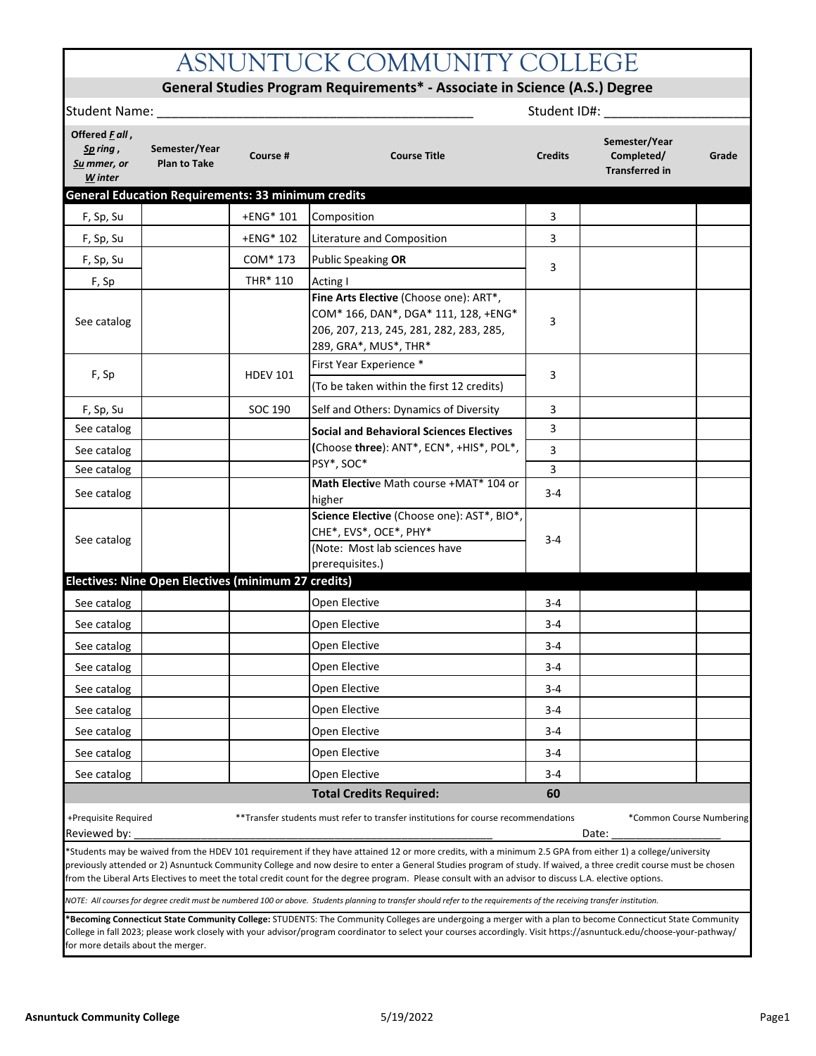# ASNUNTUCK COMMUNITY COLLEGE

## General Studies Program Requirements* - Associate in Science (A.S.) Degree

Student Name: ____________________________________________ Student ID#: ____________________

| Offered *F*all, *Sp*ring, *Su*mmer, or *W*inter | Semester/Year Plan to Take | Course # | Course Title | Credits | Semester/Year Completed/ Transferred in | Grade |
|---|---|---|---|---|---|---|
| **General Education Requirements: 33 minimum credits** | | | | | | |
| F, Sp, Su | | +ENG* 101 | Composition | 3 | | |
| F, Sp, Su | | +ENG* 102 | Literature and Composition | 3 | | |
| F, Sp, Su | | COM* 173 | Public Speaking **OR** | 3 | | |
| F, Sp | | THR* 110 | Acting I | | | |
| See catalog | | | **Fine Arts Elective** (Choose one): ART*, COM* 166, DAN*, DGA* 111, 128, +ENG* 206, 207, 213, 245, 281, 282, 283, 285, 289, GRA*, MUS*, THR* | 3 | | |
| F, Sp | | HDEV 101 | First Year Experience * (To be taken within the first 12 credits) | 3 | | |
| F, Sp, Su | | SOC 190 | Self and Others: Dynamics of Diversity | 3 | | |
| See catalog | | | **Social and Behavioral Sciences Electives** (Choose **three**): ANT*, ECN*, +HIS*, POL*, PSY*, SOC* | 3 | | |
| See catalog | | | | 3 | | |
| See catalog | | | | 3 | | |
| See catalog | | | **Math Elective** Math course +MAT* 104 or higher | 3-4 | | |
| See catalog | | | **Science Elective** (Choose one): AST*, BIO*, CHE*, EVS*, OCE*, PHY* (Note: Most lab sciences have prerequisites.) | 3-4 | | |
| **Electives: Nine Open Electives (minimum 27 credits)** | | | | | | |
| See catalog | | | Open Elective | 3-4 | | |
| See catalog | | | Open Elective | 3-4 | | |
| See catalog | | | Open Elective | 3-4 | | |
| See catalog | | | Open Elective | 3-4 | | |
| See catalog | | | Open Elective | 3-4 | | |
| See catalog | | | Open Elective | 3-4 | | |
| See catalog | | | Open Elective | 3-4 | | |
| See catalog | | | Open Elective | 3-4 | | |
| See catalog | | | Open Elective | 3-4 | | |
| | | | **Total Credits Required:** | **60** | | |

+Prequisite Required **Transfer students must refer to transfer institutions for course recommendations *Common Course Numbering

Reviewed by: ____________________________________________ Date: ____________________

*Students may be waived from the HDEV 101 requirement if they have attained 12 or more credits, with a minimum 2.5 GPA from either 1) a college/university previously attended or 2) Asnuntuck Community College and now desire to enter a General Studies program of study. If waived, a three credit course must be chosen from the Liberal Arts Electives to meet the total credit count for the degree program. Please consult with an advisor to discuss L.A. elective options.

*NOTE: All courses for degree credit must be numbered 100 or above. Students planning to transfer should refer to the requirements of the receiving transfer institution.*

***Becoming Connecticut State Community College:** STUDENTS: The Community Colleges are undergoing a merger with a plan to become Connecticut State Community College in fall 2023; please work closely with your advisor/program coordinator to select your courses accordingly. Visit https://asnuntuck.edu/choose-your-pathway/ for more details about the merger.

**Asnuntuck Community College** 5/19/2022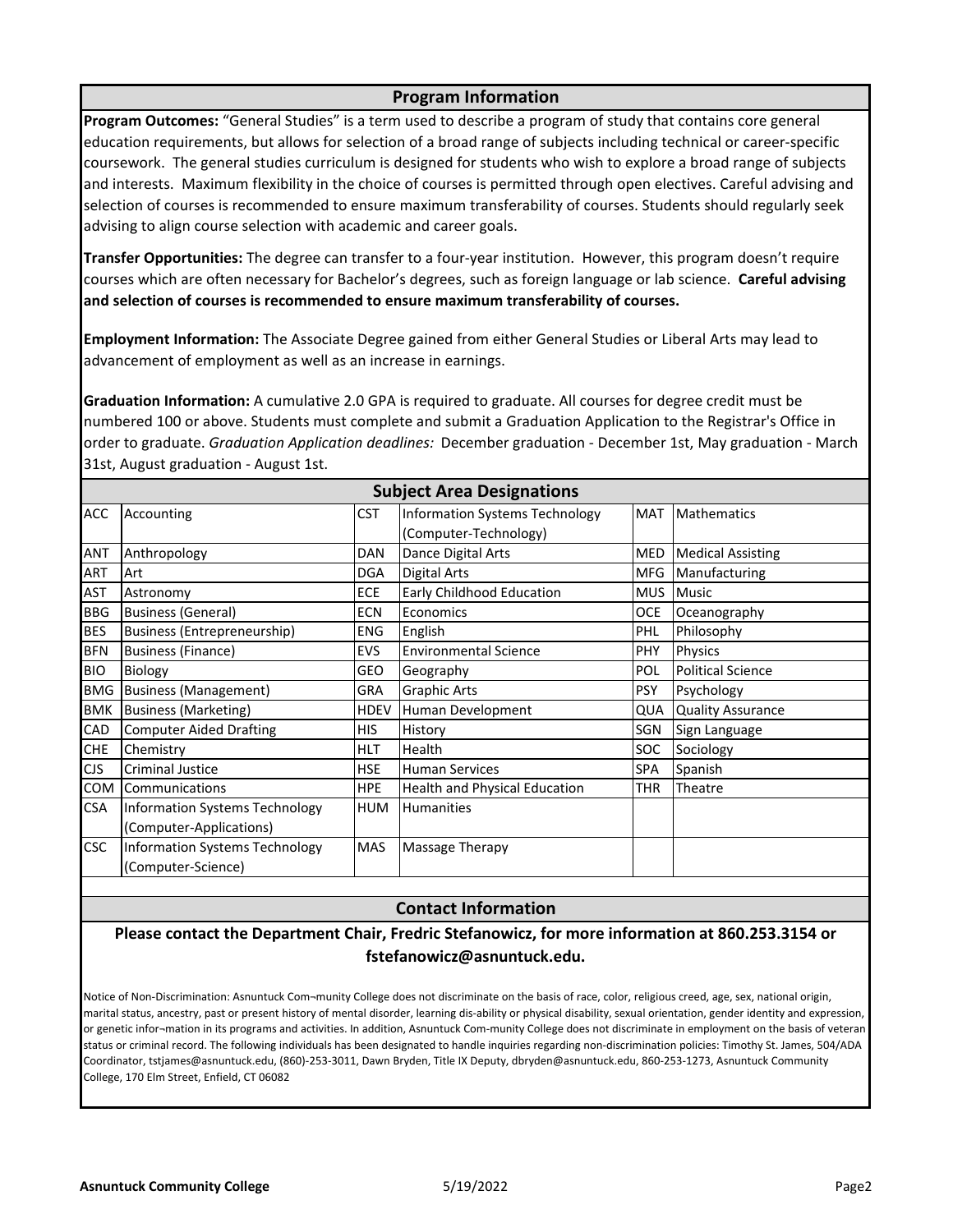## Program Information

**Program Outcomes:** "General Studies" is a term used to describe a program of study that contains core general education requirements, but allows for selection of a broad range of subjects including technical or career-specific coursework. The general studies curriculum is designed for students who wish to explore a broad range of subjects and interests. Maximum flexibility in the choice of courses is permitted through open electives. Careful advising and selection of courses is recommended to ensure maximum transferability of courses. Students should regularly seek advising to align course selection with academic and career goals.

**Transfer Opportunities:** The degree can transfer to a four-year institution. However, this program doesn't require courses which are often necessary for Bachelor's degrees, such as foreign language or lab science. **Careful advising and selection of courses is recommended to ensure maximum transferability of courses.**

**Employment Information:** The Associate Degree gained from either General Studies or Liberal Arts may lead to advancement of employment as well as an increase in earnings.

**Graduation Information:** A cumulative 2.0 GPA is required to graduate. All courses for degree credit must be numbered 100 or above. Students must complete and submit a Graduation Application to the Registrar's Office in order to graduate. *Graduation Application deadlines:* December graduation - December 1st, May graduation - March 31st, August graduation - August 1st.

## Subject Area Designations

| | | | | | |
|---|---|---|---|---|---|
| ACC | Accounting | CST | Information Systems Technology (Computer-Technology) | MAT | Mathematics |
| ANT | Anthropology | DAN | Dance Digital Arts | MED | Medical Assisting |
| ART | Art | DGA | Digital Arts | MFG | Manufacturing |
| AST | Astronomy | ECE | Early Childhood Education | MUS | Music |
| BBG | Business (General) | ECN | Economics | OCE | Oceanography |
| BES | Business (Entrepreneurship) | ENG | English | PHL | Philosophy |
| BFN | Business (Finance) | EVS | Environmental Science | PHY | Physics |
| BIO | Biology | GEO | Geography | POL | Political Science |
| BMG | Business (Management) | GRA | Graphic Arts | PSY | Psychology |
| BMK | Business (Marketing) | HDEV | Human Development | QUA | Quality Assurance |
| CAD | Computer Aided Drafting | HIS | History | SGN | Sign Language |
| CHE | Chemistry | HLT | Health | SOC | Sociology |
| CJS | Criminal Justice | HSE | Human Services | SPA | Spanish |
| COM | Communications | HPE | Health and Physical Education | THR | Theatre |
| CSA | Information Systems Technology (Computer-Applications) | HUM | Humanities | | |
| CSC | Information Systems Technology (Computer-Science) | MAS | Massage Therapy | | |

## Contact Information

**Please contact the Department Chair, Fredric Stefanowicz, for more information at 860.253.3154 or fstefanowicz@asnuntuck.edu.**

Notice of Non-Discrimination: Asnuntuck Com¬munity College does not discriminate on the basis of race, color, religious creed, age, sex, national origin, marital status, ancestry, past or present history of mental disorder, learning dis-ability or physical disability, sexual orientation, gender identity and expression, or genetic infor¬mation in its programs and activities. In addition, Asnuntuck Com-munity College does not discriminate in employment on the basis of veteran status or criminal record. The following individuals has been designated to handle inquiries regarding non-discrimination policies: Timothy St. James, 504/ADA Coordinator, tstjames@asnuntuck.edu, (860)-253-3011, Dawn Bryden, Title IX Deputy, dbryden@asnuntuck.edu, 860-253-1273, Asnuntuck Community College, 170 Elm Street, Enfield, CT 06082